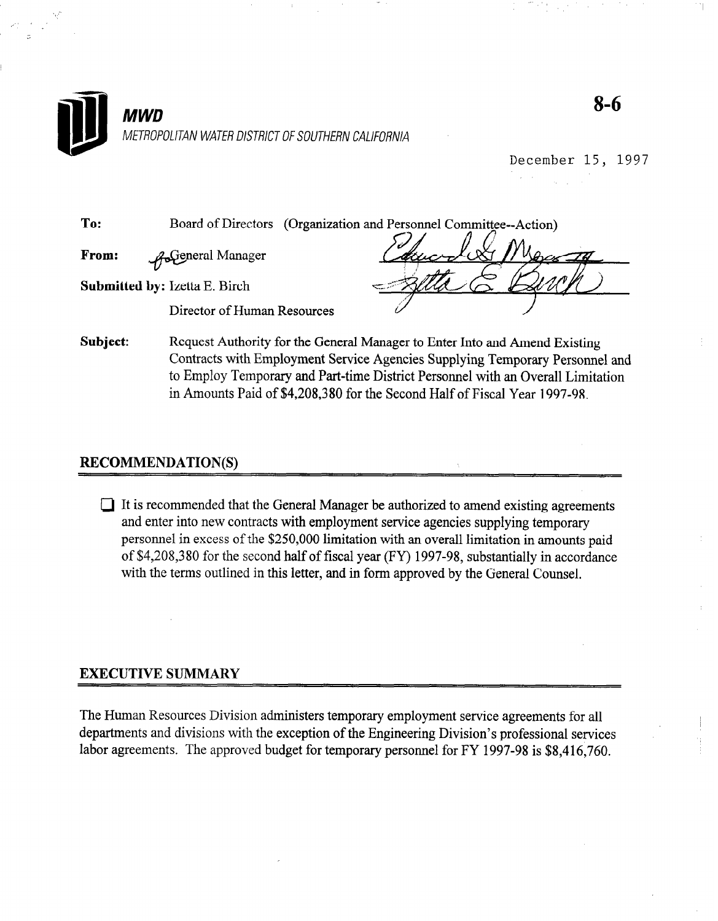**MWD**

METROPOLITAN WATER DISTRICT OF SOUTHERN CALIFORNIA

8-6

December 15, 1997

**To:** Board of Directors (Organization and Personnel Committee--Action)

**From:** General Manager

**Submitted by:** Izetta E. Birch
Director of Human Resources

**Subject:** Request Authority for the General Manager to Enter Into and Amend Existing Contracts with Employment Service Agencies Supplying Temporary Personnel and to Employ Temporary and Part-time District Personnel with an Overall Limitation in Amounts Paid of $4,208,380 for the Second Half of Fiscal Year 1997-98.

## RECOMMENDATION(S)

☐ It is recommended that the General Manager be authorized to amend existing agreements and enter into new contracts with employment service agencies supplying temporary personnel in excess of the $250,000 limitation with an overall limitation in amounts paid of $4,208,380 for the second half of fiscal year (FY) 1997-98, substantially in accordance with the terms outlined in this letter, and in form approved by the General Counsel.

## EXECUTIVE SUMMARY

The Human Resources Division administers temporary employment service agreements for all departments and divisions with the exception of the Engineering Division's professional services labor agreements. The approved budget for temporary personnel for FY 1997-98 is $8,416,760.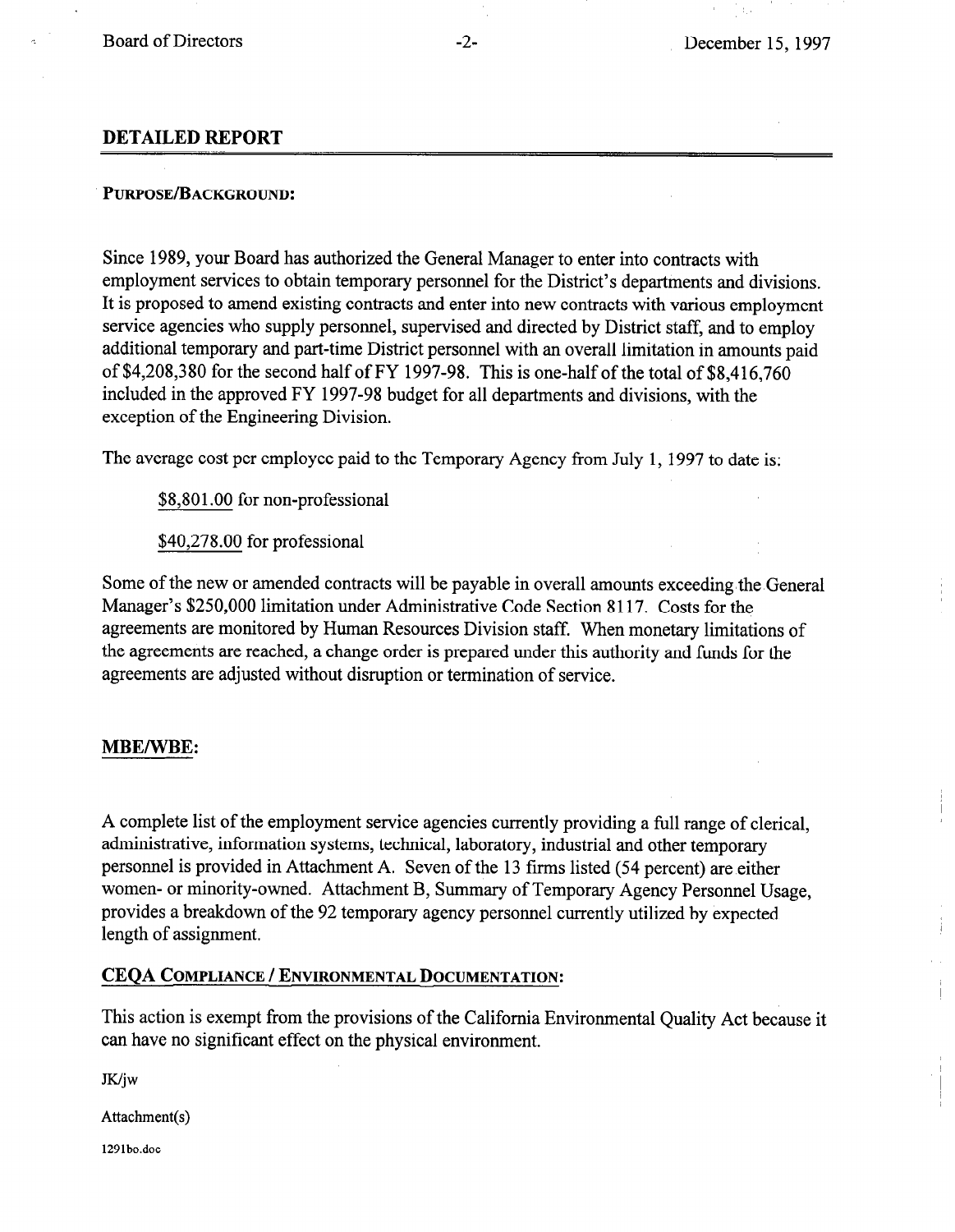## DETAILED REPORT

### PURPOSE/BACKGROUND:

Since 1989, your Board has authorized the General Manager to enter into contracts with employment services to obtain temporary personnel for the District's departments and divisions. It is proposed to amend existing contracts and enter into new contracts with various employment service agencies who supply personnel, supervised and directed by District staff, and to employ additional temporary and part-time District personnel with an overall limitation in amounts paid of $4,208,380 for the second half of FY 1997-98. This is one-half of the total of $8,416,760 included in the approved FY 1997-98 budget for all departments and divisions, with the exception of the Engineering Division.

The average cost per employee paid to the Temporary Agency from July 1, 1997 to date is:

$8,801.00 for non-professional

$40,278.00 for professional

Some of the new or amended contracts will be payable in overall amounts exceeding the General Manager's $250,000 limitation under Administrative Code Section 8117. Costs for the agreements are monitored by Human Resources Division staff. When monetary limitations of the agreements are reached, a change order is prepared under this authority and funds for the agreements are adjusted without disruption or termination of service.

### MBE/WBE:

A complete list of the employment service agencies currently providing a full range of clerical, administrative, information systems, technical, laboratory, industrial and other temporary personnel is provided in Attachment A. Seven of the 13 firms listed (54 percent) are either women- or minority-owned. Attachment B, Summary of Temporary Agency Personnel Usage, provides a breakdown of the 92 temporary agency personnel currently utilized by expected length of assignment.

### CEQA COMPLIANCE / ENVIRONMENTAL DOCUMENTATION:

This action is exempt from the provisions of the California Environmental Quality Act because it can have no significant effect on the physical environment.

JK/jw

Attachment(s)

1291bo.doc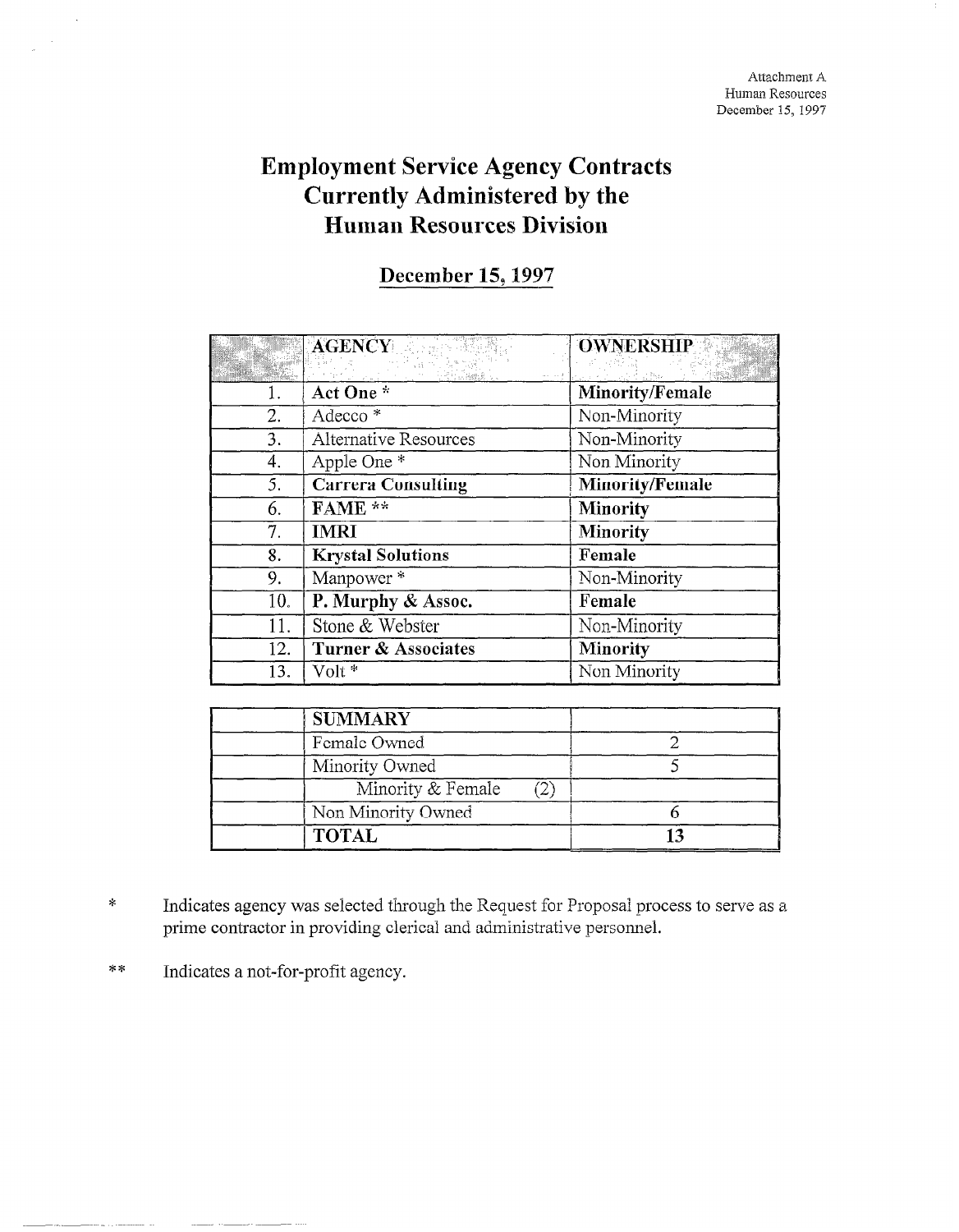Attachment A
Human Resources
December 15, 1997

# Employment Service Agency Contracts Currently Administered by the Human Resources Division

## December 15, 1997

| | AGENCY | OWNERSHIP |
|---|---|---|
| 1. | **Act One** * | **Minority/Female** |
| 2. | Adecco * | Non-Minority |
| 3. | Alternative Resources | Non-Minority |
| 4. | Apple One * | Non Minority |
| 5. | **Carrera Consulting** | **Minority/Female** |
| 6. | **FAME** ** | **Minority** |
| 7. | **IMRI** | **Minority** |
| 8. | **Krystal Solutions** | **Female** |
| 9. | Manpower * | Non-Minority |
| 10. | **P. Murphy & Assoc.** | **Female** |
| 11. | Stone & Webster | Non-Minority |
| 12. | **Turner & Associates** | **Minority** |
| 13. | Volt * | Non Minority |

| | SUMMARY | |
|---|---|---|
| | Female Owned | 2 |
| | Minority Owned | 5 |
| | Minority & Female (2) | |
| | Non Minority Owned | 6 |
| | **TOTAL** | **13** |

\* Indicates agency was selected through the Request for Proposal process to serve as a prime contractor in providing clerical and administrative personnel.

\*\* Indicates a not-for-profit agency.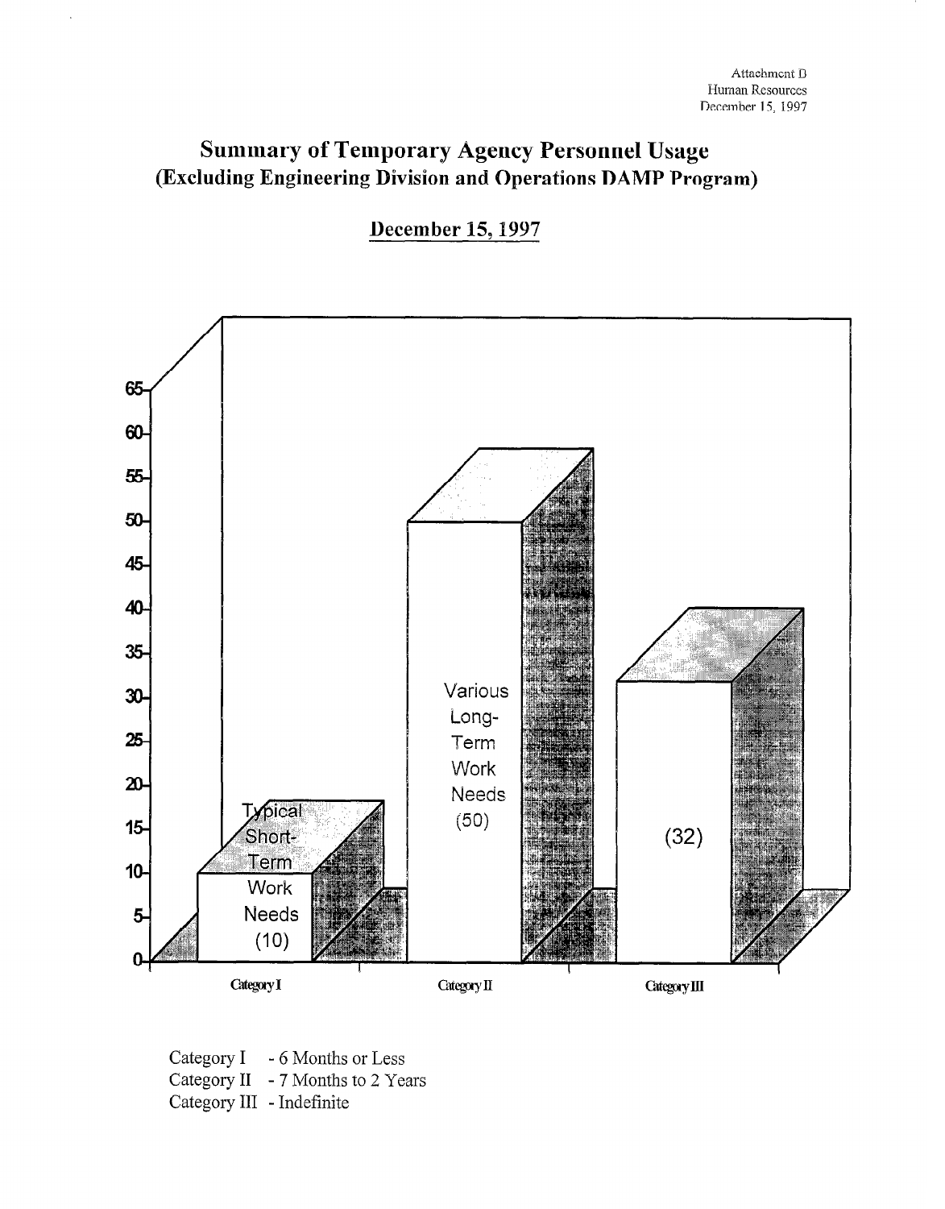Attachment D
Human Resources
December 15, 1997

# Summary of Temporary Agency Personnel Usage
## (Excluding Engineering Division and Operations DAMP Program)

**December 15, 1997**

0
5
10
15
20
25
30
35
40
45
50
55
60
65

Typical Short-Term Work Needs (10)

Various Long-Term Work Needs (50)

(32)

Category I
Category II
Category III

Category I - 6 Months or Less
Category II - 7 Months to 2 Years
Category III - Indefinite